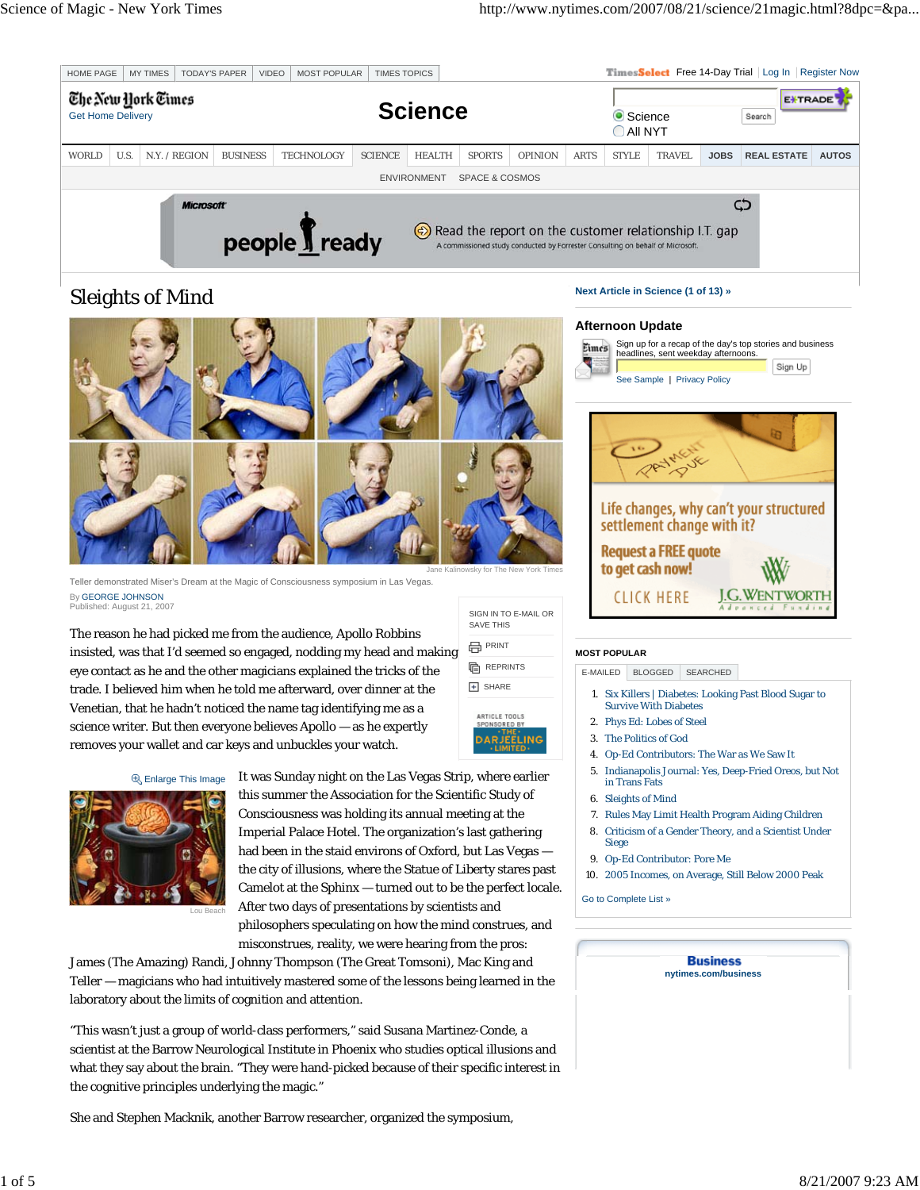# Sleights of Mind

Teller demonstrated Miser's Dream at the Magic of Consciousness symposium in Las Vegas.

Jane Kalinowsky for The New York Times

By GEORGE JOHNSON
Published: August 21, 2007

The reason he had picked me from the audience, Apollo Robbins insisted, was that I'd seemed so engaged, nodding my head and making eye contact as he and the other magicians explained the tricks of the trade. I believed him when he told me afterward, over dinner at the Venetian, that he hadn't noticed the name tag identifying me as a science writer. But then everyone believes Apollo — as he expertly removes your wallet and car keys and unbuckles your watch.

Lou Beach

It was Sunday night on the Las Vegas Strip, where earlier this summer the Association for the Scientific Study of Consciousness was holding its annual meeting at the Imperial Palace Hotel. The organization's last gathering had been in the staid environs of Oxford, but Las Vegas — the city of illusions, where the Statue of Liberty stares past Camelot at the Sphinx — turned out to be the perfect locale. After two days of presentations by scientists and philosophers speculating on how the mind construes, and misconstrues, reality, we were hearing from the pros: James (The Amazing) Randi, Johnny Thompson (The Great Tomsoni), Mac King and Teller — magicians who had intuitively mastered some of the lessons being learned in the laboratory about the limits of cognition and attention.

"This wasn't just a group of world-class performers," said Susana Martinez-Conde, a scientist at the Barrow Neurological Institute in Phoenix who studies optical illusions and what they say about the brain. "They were hand-picked because of their specific interest in the cognitive principles underlying the magic."

She and Stephen Macknik, another Barrow researcher, organized the symposium,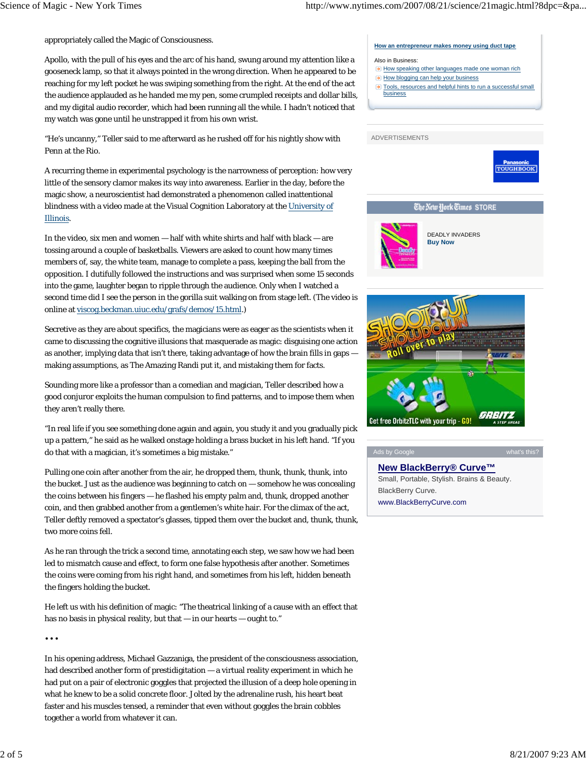appropriately called the Magic of Consciousness.

Apollo, with the pull of his eyes and the arc of his hand, swung around my attention like a gooseneck lamp, so that it always pointed in the wrong direction. When he appeared to be reaching for my left pocket he was swiping something from the right. At the end of the act the audience applauded as he handed me my pen, some crumpled receipts and dollar bills, and my digital audio recorder, which had been running all the while. I hadn't noticed that my watch was gone until he unstrapped it from his own wrist.

"He's uncanny," Teller said to me afterward as he rushed off for his nightly show with Penn at the Rio.

A recurring theme in experimental psychology is the narrowness of perception: how very little of the sensory clamor makes its way into awareness. Earlier in the day, before the magic show, a neuroscientist had demonstrated a phenomenon called inattentional blindness with a video made at the Visual Cognition Laboratory at the University of Illinois.

In the video, six men and women — half with white shirts and half with black — are tossing around a couple of basketballs. Viewers are asked to count how many times members of, say, the white team, manage to complete a pass, keeping the ball from the opposition. I dutifully followed the instructions and was surprised when some 15 seconds into the game, laughter began to ripple through the audience. Only when I watched a second time did I see the person in the gorilla suit walking on from stage left. (The video is online at viscog.beckman.uiuc.edu/grafs/demos/15.html.)

Secretive as they are about specifics, the magicians were as eager as the scientists when it came to discussing the cognitive illusions that masquerade as magic: disguising one action as another, implying data that isn't there, taking advantage of how the brain fills in gaps — making assumptions, as The Amazing Randi put it, and mistaking them for facts.

Sounding more like a professor than a comedian and magician, Teller described how a good conjuror exploits the human compulsion to find patterns, and to impose them when they aren't really there.

"In real life if you see something done again and again, you study it and you gradually pick up a pattern," he said as he walked onstage holding a brass bucket in his left hand. "If you do that with a magician, it's sometimes a big mistake."

Pulling one coin after another from the air, he dropped them, thunk, thunk, thunk, into the bucket. Just as the audience was beginning to catch on — somehow he was concealing the coins between his fingers — he flashed his empty palm and, thunk, dropped another coin, and then grabbed another from a gentlemen's white hair. For the climax of the act, Teller deftly removed a spectator's glasses, tipped them over the bucket and, thunk, thunk, two more coins fell.

As he ran through the trick a second time, annotating each step, we saw how we had been led to mismatch cause and effect, to form one false hypothesis after another. Sometimes the coins were coming from his right hand, and sometimes from his left, hidden beneath the fingers holding the bucket.

He left us with his definition of magic: "The theatrical linking of a cause with an effect that has no basis in physical reality, but that — in our hearts — ought to."

• • •

In his opening address, Michael Gazzaniga, the president of the consciousness association, had described another form of prestidigitation — a virtual reality experiment in which he had put on a pair of electronic goggles that projected the illusion of a deep hole opening in what he knew to be a solid concrete floor. Jolted by the adrenaline rush, his heart beat faster and his muscles tensed, a reminder that even without goggles the brain cobbles together a world from whatever it can.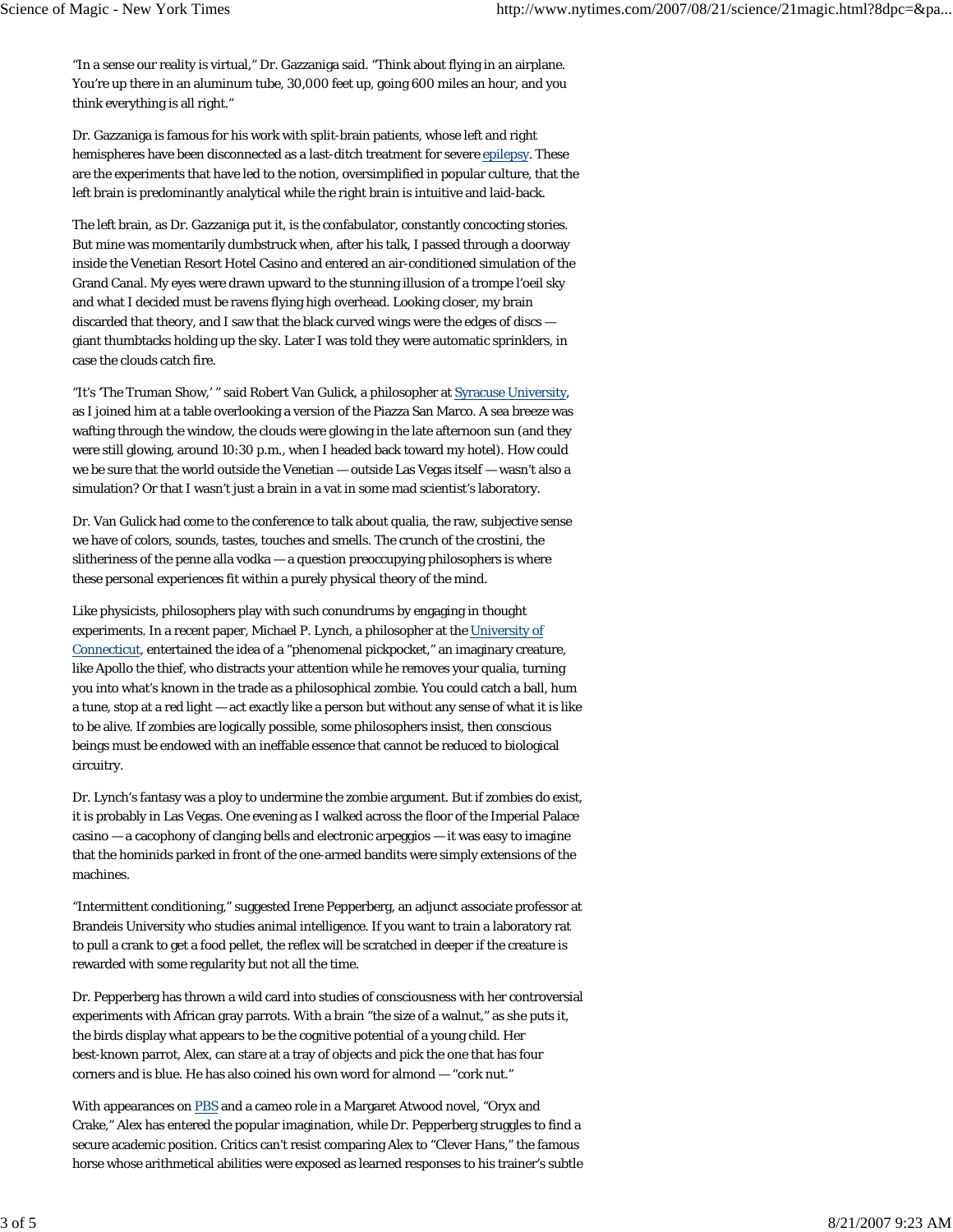"In a sense our reality is virtual," Dr. Gazzaniga said. "Think about flying in an airplane. You're up there in an aluminum tube, 30,000 feet up, going 600 miles an hour, and you think everything is all right."

Dr. Gazzaniga is famous for his work with split-brain patients, whose left and right hemispheres have been disconnected as a last-ditch treatment for severe epilepsy. These are the experiments that have led to the notion, oversimplified in popular culture, that the left brain is predominantly analytical while the right brain is intuitive and laid-back.

The left brain, as Dr. Gazzaniga put it, is the confabulator, constantly concocting stories. But mine was momentarily dumbstruck when, after his talk, I passed through a doorway inside the Venetian Resort Hotel Casino and entered an air-conditioned simulation of the Grand Canal. My eyes were drawn upward to the stunning illusion of a trompe l'oeil sky and what I decided must be ravens flying high overhead. Looking closer, my brain discarded that theory, and I saw that the black curved wings were the edges of discs — giant thumbtacks holding up the sky. Later I was told they were automatic sprinklers, in case the clouds catch fire.

"It's 'The Truman Show,' " said Robert Van Gulick, a philosopher at Syracuse University, as I joined him at a table overlooking a version of the Piazza San Marco. A sea breeze was wafting through the window, the clouds were glowing in the late afternoon sun (and they were still glowing, around 10:30 p.m., when I headed back toward my hotel). How could we be sure that the world outside the Venetian — outside Las Vegas itself — wasn't also a simulation? Or that I wasn't just a brain in a vat in some mad scientist's laboratory.

Dr. Van Gulick had come to the conference to talk about qualia, the raw, subjective sense we have of colors, sounds, tastes, touches and smells. The crunch of the crostini, the slitheriness of the penne alla vodka — a question preoccupying philosophers is where these personal experiences fit within a purely physical theory of the mind.

Like physicists, philosophers play with such conundrums by engaging in thought experiments. In a recent paper, Michael P. Lynch, a philosopher at the University of Connecticut, entertained the idea of a "phenomenal pickpocket," an imaginary creature, like Apollo the thief, who distracts your attention while he removes your qualia, turning you into what's known in the trade as a philosophical zombie. You could catch a ball, hum a tune, stop at a red light — act exactly like a person but without any sense of what it is like to be alive. If zombies are logically possible, some philosophers insist, then conscious beings must be endowed with an ineffable essence that cannot be reduced to biological circuitry.

Dr. Lynch's fantasy was a ploy to undermine the zombie argument. But if zombies do exist, it is probably in Las Vegas. One evening as I walked across the floor of the Imperial Palace casino — a cacophony of clanging bells and electronic arpeggios — it was easy to imagine that the hominids parked in front of the one-armed bandits were simply extensions of the machines.

"Intermittent conditioning," suggested Irene Pepperberg, an adjunct associate professor at Brandeis University who studies animal intelligence. If you want to train a laboratory rat to pull a crank to get a food pellet, the reflex will be scratched in deeper if the creature is rewarded with some regularity but not all the time.

Dr. Pepperberg has thrown a wild card into studies of consciousness with her controversial experiments with African gray parrots. With a brain "the size of a walnut," as she puts it, the birds display what appears to be the cognitive potential of a young child. Her best-known parrot, Alex, can stare at a tray of objects and pick the one that has four corners and is blue. He has also coined his own word for almond — "cork nut."

With appearances on PBS and a cameo role in a Margaret Atwood novel, "Oryx and Crake," Alex has entered the popular imagination, while Dr. Pepperberg struggles to find a secure academic position. Critics can't resist comparing Alex to "Clever Hans," the famous horse whose arithmetical abilities were exposed as learned responses to his trainer's subtle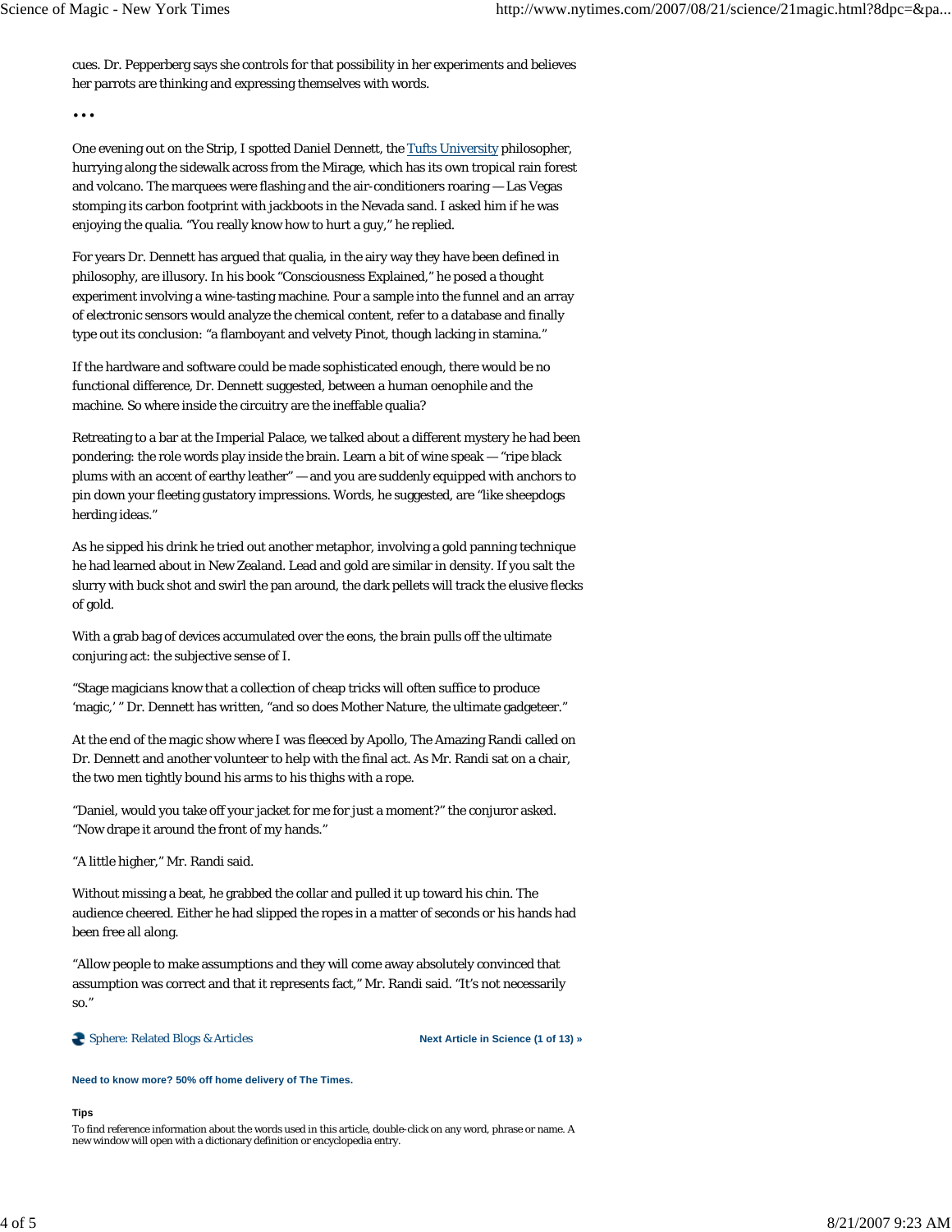cues. Dr. Pepperberg says she controls for that possibility in her experiments and believes her parrots are thinking and expressing themselves with words.

•••

One evening out on the Strip, I spotted Daniel Dennett, the Tufts University philosopher, hurrying along the sidewalk across from the Mirage, which has its own tropical rain forest and volcano. The marquees were flashing and the air-conditioners roaring — Las Vegas stomping its carbon footprint with jackboots in the Nevada sand. I asked him if he was enjoying the qualia. "You really know how to hurt a guy," he replied.

For years Dr. Dennett has argued that qualia, in the airy way they have been defined in philosophy, are illusory. In his book "Consciousness Explained," he posed a thought experiment involving a wine-tasting machine. Pour a sample into the funnel and an array of electronic sensors would analyze the chemical content, refer to a database and finally type out its conclusion: "a flamboyant and velvety Pinot, though lacking in stamina."

If the hardware and software could be made sophisticated enough, there would be no functional difference, Dr. Dennett suggested, between a human oenophile and the machine. So where inside the circuitry are the ineffable qualia?

Retreating to a bar at the Imperial Palace, we talked about a different mystery he had been pondering: the role words play inside the brain. Learn a bit of wine speak — "ripe black plums with an accent of earthy leather" — and you are suddenly equipped with anchors to pin down your fleeting gustatory impressions. Words, he suggested, are "like sheepdogs herding ideas."

As he sipped his drink he tried out another metaphor, involving a gold panning technique he had learned about in New Zealand. Lead and gold are similar in density. If you salt the slurry with buck shot and swirl the pan around, the dark pellets will track the elusive flecks of gold.

With a grab bag of devices accumulated over the eons, the brain pulls off the ultimate conjuring act: the subjective sense of I.

"Stage magicians know that a collection of cheap tricks will often suffice to produce 'magic,' " Dr. Dennett has written, "and so does Mother Nature, the ultimate gadgeteer."

At the end of the magic show where I was fleeced by Apollo, The Amazing Randi called on Dr. Dennett and another volunteer to help with the final act. As Mr. Randi sat on a chair, the two men tightly bound his arms to his thighs with a rope.

"Daniel, would you take off your jacket for me for just a moment?" the conjuror asked. "Now drape it around the front of my hands."

"A little higher," Mr. Randi said.

Without missing a beat, he grabbed the collar and pulled it up toward his chin. The audience cheered. Either he had slipped the ropes in a matter of seconds or his hands had been free all along.

"Allow people to make assumptions and they will come away absolutely convinced that assumption was correct and that it represents fact," Mr. Randi said. "It's not necessarily so."

Sphere: Related Blogs & Articles

**Next Article in Science (1 of 13) »**

**Need to know more? 50% off home delivery of The Times.**

**Tips**

To find reference information about the words used in this article, double-click on any word, phrase or name. A new window will open with a dictionary definition or encyclopedia entry.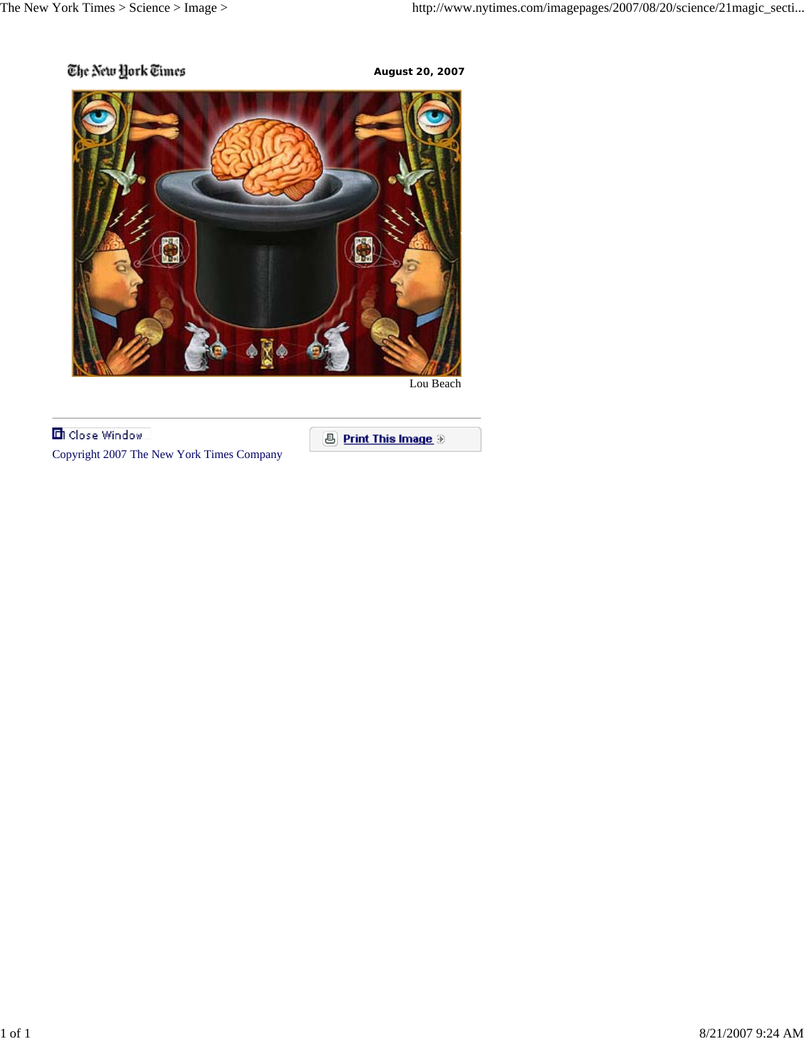The New York Times

August 20, 2007

Lou Beach

Close Window

Print This Image

Copyright 2007 The New York Times Company